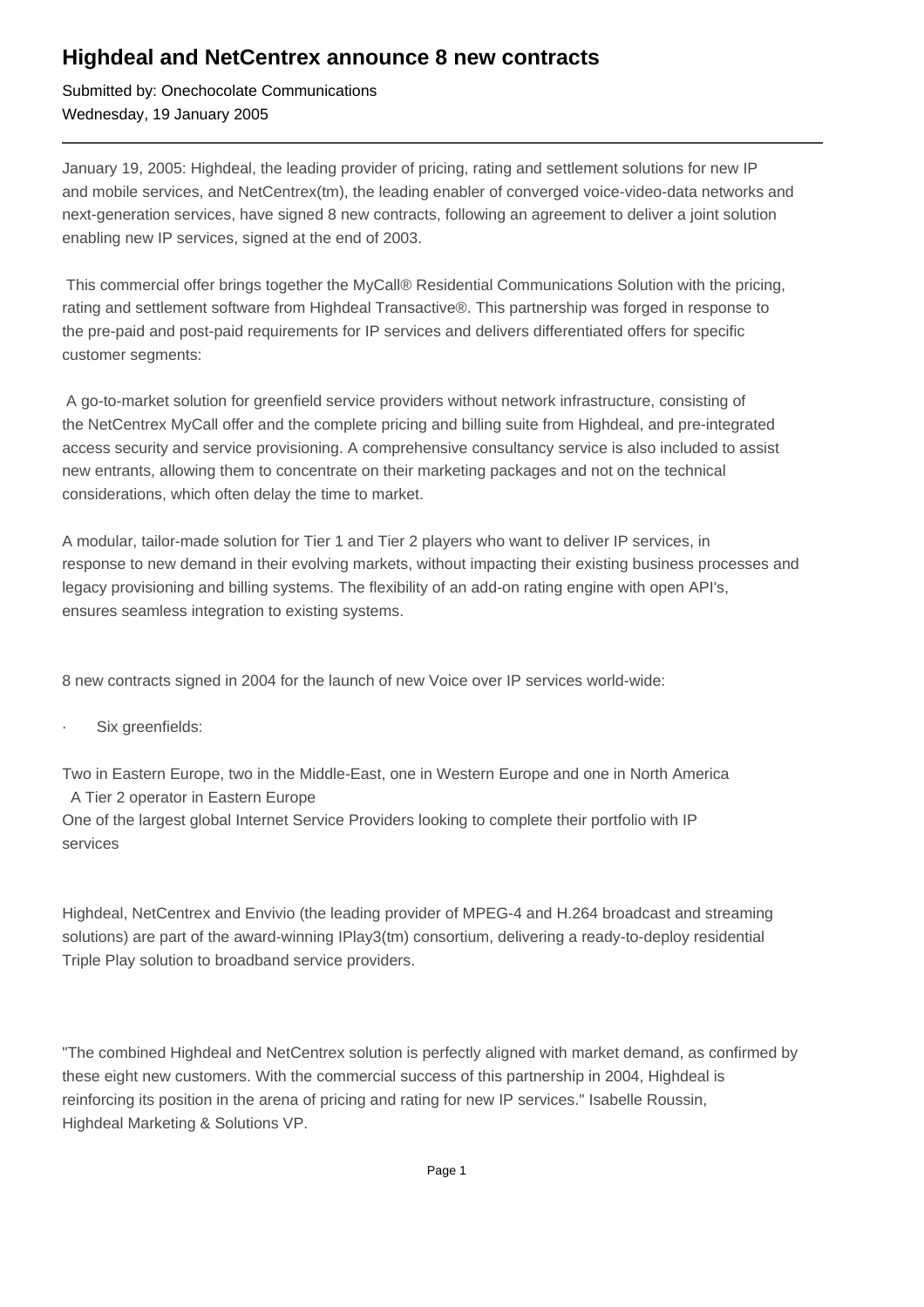# Highdeal and NetCentrex announce 8 new contracts

Submitted by: Onechocolate Communications
Wednesday, 19 January 2005

---

January 19, 2005: Highdeal, the leading provider of pricing, rating and settlement solutions for new IP and mobile services, and NetCentrex(tm), the leading enabler of converged voice-video-data networks and next-generation services, have signed 8 new contracts, following an agreement to deliver a joint solution enabling new IP services, signed at the end of 2003.

This commercial offer brings together the MyCall® Residential Communications Solution with the pricing, rating and settlement software from Highdeal Transactive®. This partnership was forged in response to the pre-paid and post-paid requirements for IP services and delivers differentiated offers for specific customer segments:

A go-to-market solution for greenfield service providers without network infrastructure, consisting of the NetCentrex MyCall offer and the complete pricing and billing suite from Highdeal, and pre-integrated access security and service provisioning. A comprehensive consultancy service is also included to assist new entrants, allowing them to concentrate on their marketing packages and not on the technical considerations, which often delay the time to market.

A modular, tailor-made solution for Tier 1 and Tier 2 players who want to deliver IP services, in response to new demand in their evolving markets, without impacting their existing business processes and legacy provisioning and billing systems. The flexibility of an add-on rating engine with open API's, ensures seamless integration to existing systems.

8 new contracts signed in 2004 for the launch of new Voice over IP services world-wide:

- Six greenfields:

Two in Eastern Europe, two in the Middle-East, one in Western Europe and one in North America
A Tier 2 operator in Eastern Europe
One of the largest global Internet Service Providers looking to complete their portfolio with IP services

Highdeal, NetCentrex and Envivio (the leading provider of MPEG-4 and H.264 broadcast and streaming solutions) are part of the award-winning IPlay3(tm) consortium, delivering a ready-to-deploy residential Triple Play solution to broadband service providers.

"The combined Highdeal and NetCentrex solution is perfectly aligned with market demand, as confirmed by these eight new customers. With the commercial success of this partnership in 2004, Highdeal is reinforcing its position in the arena of pricing and rating for new IP services." Isabelle Roussin, Highdeal Marketing & Solutions VP.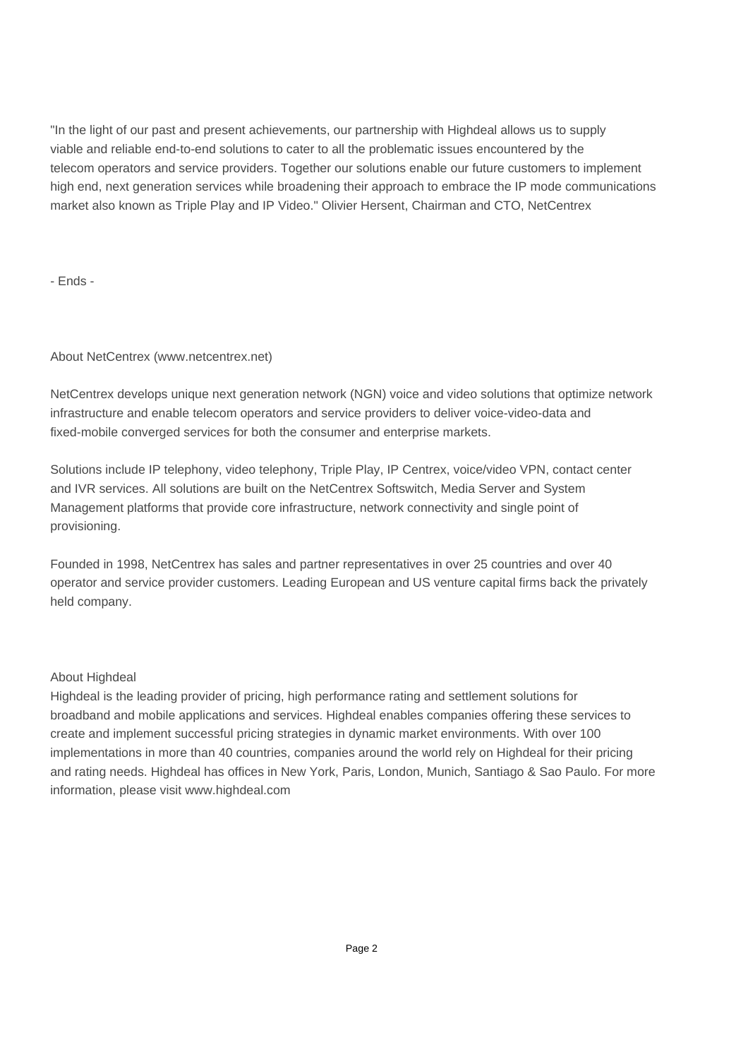"In the light of our past and present achievements, our partnership with Highdeal allows us to supply viable and reliable end-to-end solutions to cater to all the problematic issues encountered by the telecom operators and service providers. Together our solutions enable our future customers to implement high end, next generation services while broadening their approach to embrace the IP mode communications market also known as Triple Play and IP Video." Olivier Hersent, Chairman and CTO, NetCentrex

- Ends -

## About NetCentrex (www.netcentrex.net)

NetCentrex develops unique next generation network (NGN) voice and video solutions that optimize network infrastructure and enable telecom operators and service providers to deliver voice-video-data and fixed-mobile converged services for both the consumer and enterprise markets.

Solutions include IP telephony, video telephony, Triple Play, IP Centrex, voice/video VPN, contact center and IVR services. All solutions are built on the NetCentrex Softswitch, Media Server and System Management platforms that provide core infrastructure, network connectivity and single point of provisioning.

Founded in 1998, NetCentrex has sales and partner representatives in over 25 countries and over 40 operator and service provider customers. Leading European and US venture capital firms back the privately held company.

## About Highdeal

Highdeal is the leading provider of pricing, high performance rating and settlement solutions for broadband and mobile applications and services. Highdeal enables companies offering these services to create and implement successful pricing strategies in dynamic market environments. With over 100 implementations in more than 40 countries, companies around the world rely on Highdeal for their pricing and rating needs. Highdeal has offices in New York, Paris, London, Munich, Santiago & Sao Paulo. For more information, please visit www.highdeal.com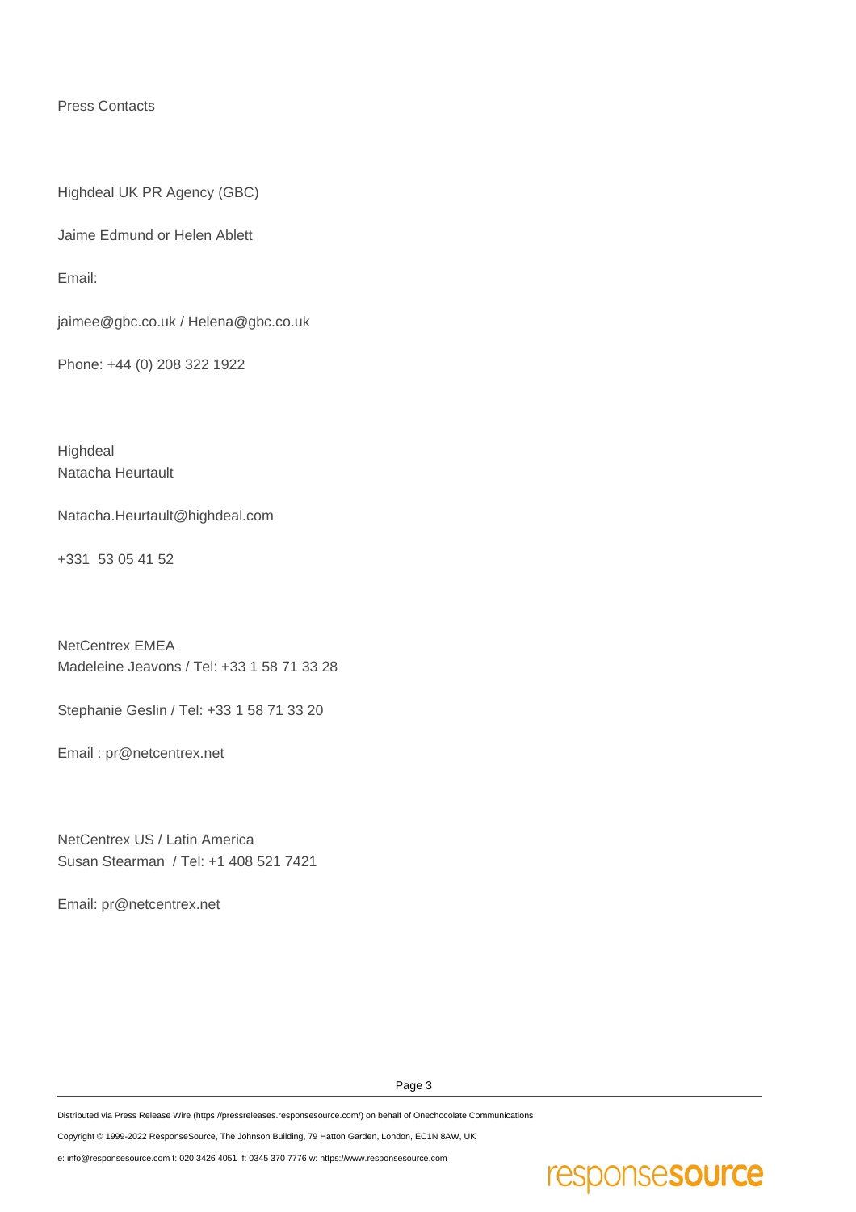Press Contacts

Highdeal UK PR Agency (GBC)

Jaime Edmund or Helen Ablett

Email:

jaimee@gbc.co.uk / Helena@gbc.co.uk

Phone: +44 (0) 208 322 1922

Highdeal  
Natacha Heurtault

Natacha.Heurtault@highdeal.com

+331 53 05 41 52

NetCentrex EMEA  
Madeleine Jeavons / Tel: +33 1 58 71 33 28

Stephanie Geslin / Tel: +33 1 58 71 33 20

Email : pr@netcentrex.net

NetCentrex US / Latin America  
Susan Stearman / Tel: +1 408 521 7421

Email: pr@netcentrex.net